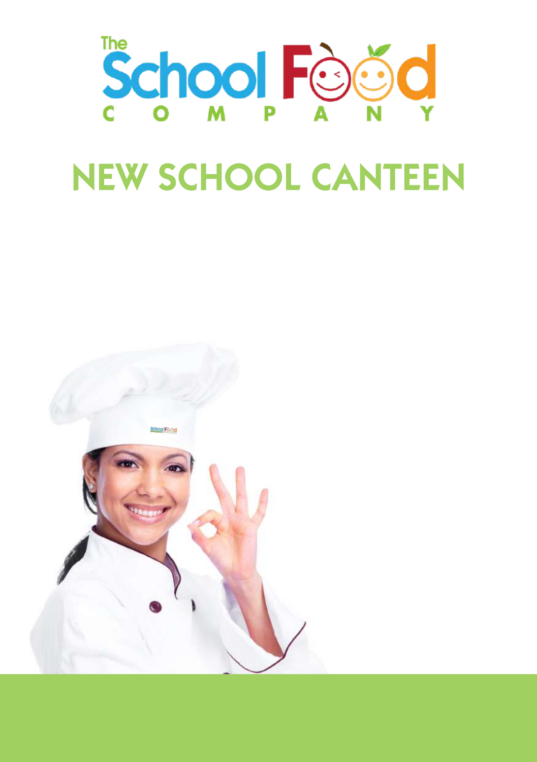The School Food COMPANY

# NEW SCHOOL CANTEEN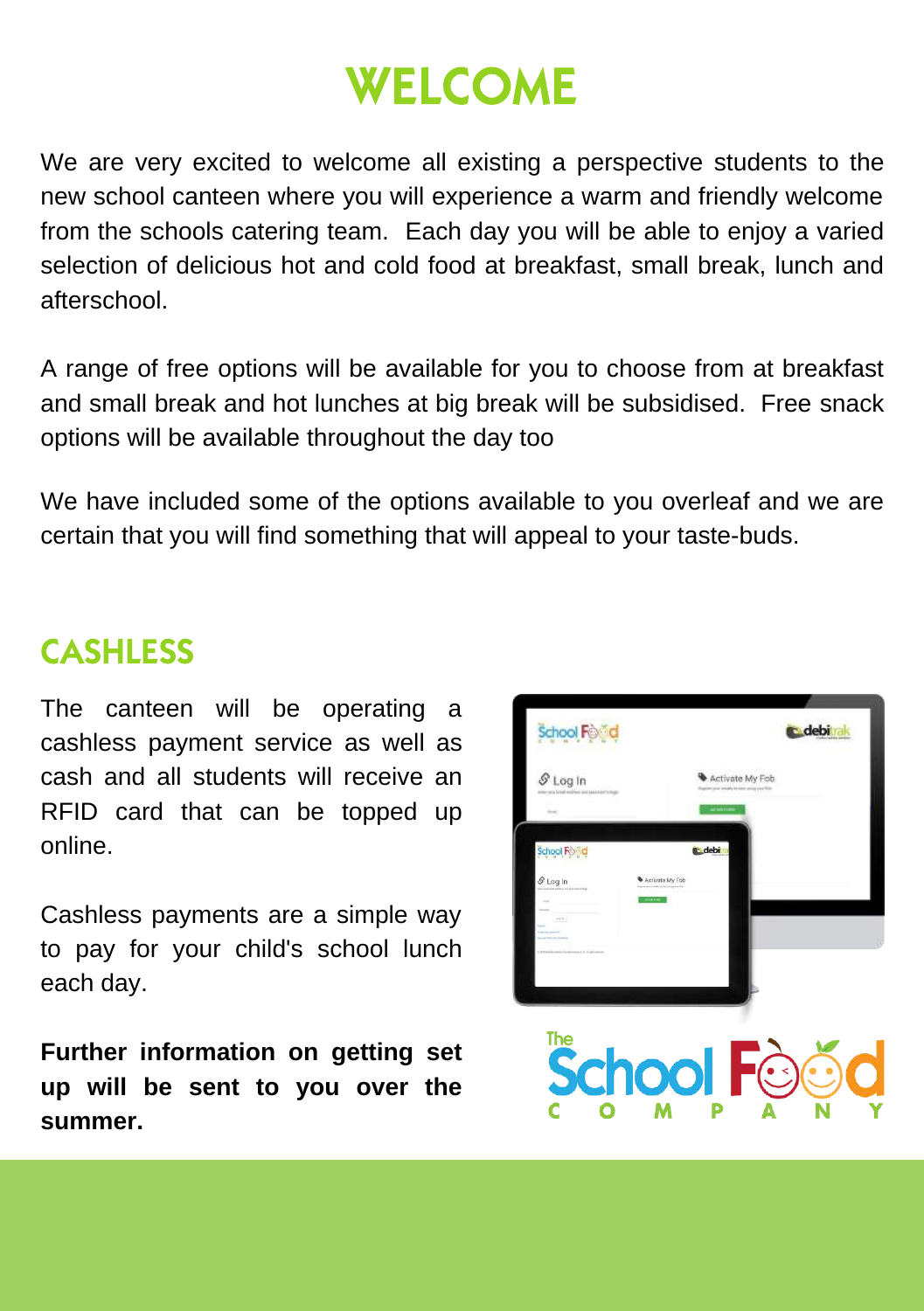# WELCOME

We are very excited to welcome all existing a perspective students to the new school canteen where you will experience a warm and friendly welcome from the schools catering team. Each day you will be able to enjoy a varied selection of delicious hot and cold food at breakfast, small break, lunch and afterschool.

A range of free options will be available for you to choose from at breakfast and small break and hot lunches at big break will be subsidised. Free snack options will be available throughout the day too

We have included some of the options available to you overleaf and we are certain that you will find something that will appeal to your taste-buds.

## CASHLESS

The canteen will be operating a cashless payment service as well as cash and all students will receive an RFID card that can be topped up online.

Cashless payments are a simple way to pay for your child's school lunch each day.

**Further information on getting set up will be sent to you over the summer.**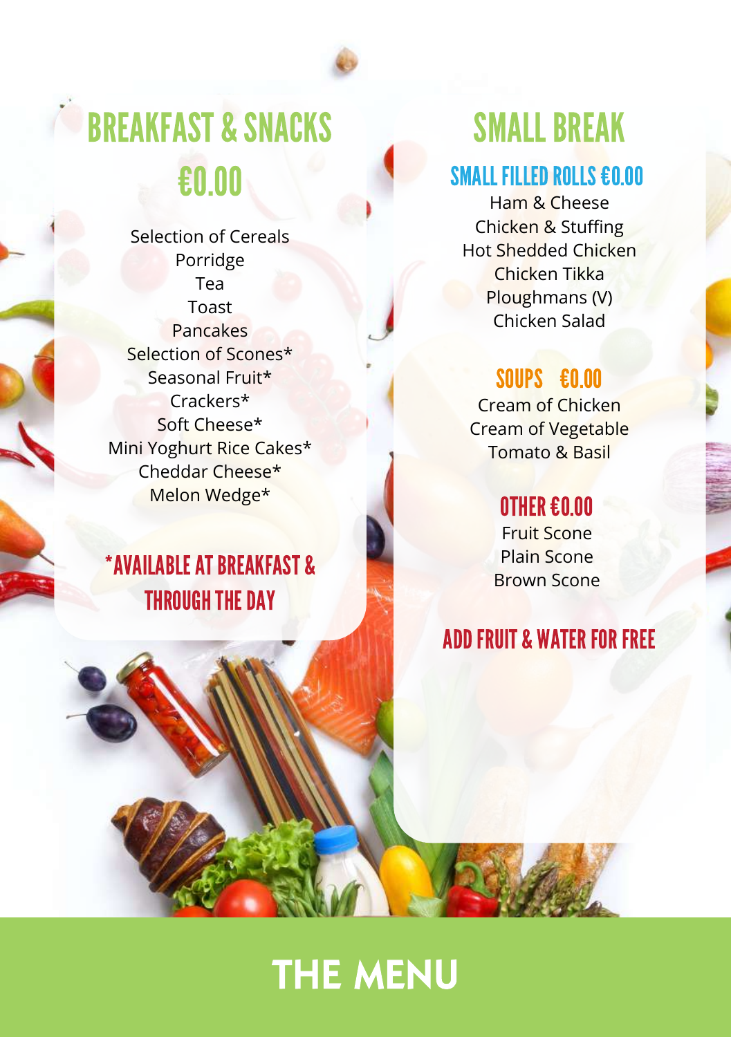## BREAKFAST & SNACKS

### €0.00

Selection of Cereals
Porridge
Tea
Toast
Pancakes
Selection of Scones*
Seasonal Fruit*
Crackers*
Soft Cheese*
Mini Yoghurt Rice Cakes*
Cheddar Cheese*
Melon Wedge*

**\*AVAILABLE AT BREAKFAST & THROUGH THE DAY**

## SMALL BREAK

### SMALL FILLED ROLLS €0.00

Ham & Cheese
Chicken & Stuffing
Hot Shedded Chicken
Chicken Tikka
Ploughmans (V)
Chicken Salad

### SOUPS €0.00

Cream of Chicken
Cream of Vegetable
Tomato & Basil

### OTHER €0.00

Fruit Scone
Plain Scone
Brown Scone

**ADD FRUIT & WATER FOR FREE**

# THE MENU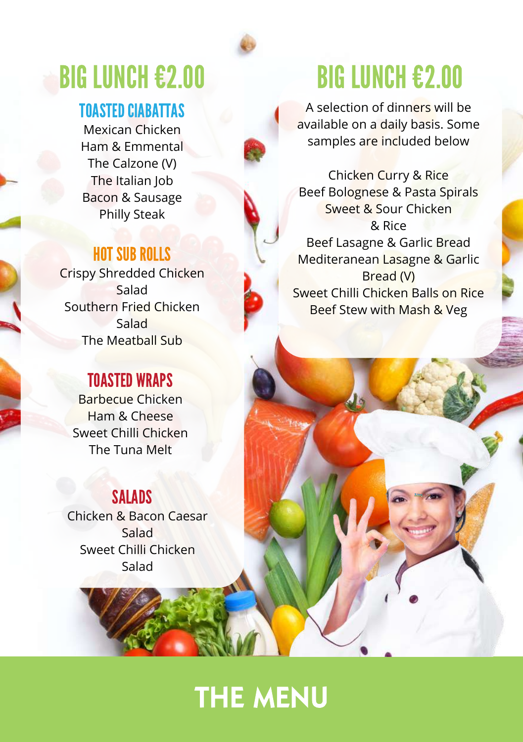# BIG LUNCH €2.00

## TOASTED CIABATTAS

Mexican Chicken
Ham & Emmental
The Calzone (V)
The Italian Job
Bacon & Sausage
Philly Steak

## HOT SUB ROLLS

Crispy Shredded Chicken Salad
Southern Fried Chicken Salad
The Meatball Sub

## TOASTED WRAPS

Barbecue Chicken
Ham & Cheese
Sweet Chilli Chicken
The Tuna Melt

## SALADS

Chicken & Bacon Caesar Salad
Sweet Chilli Chicken Salad

# BIG LUNCH €2.00

A selection of dinners will be available on a daily basis. Some samples are included below

Chicken Curry & Rice
Beef Bolognese & Pasta Spirals
Sweet & Sour Chicken & Rice
Beef Lasagne & Garlic Bread
Mediteranean Lasagne & Garlic Bread (V)
Sweet Chilli Chicken Balls on Rice
Beef Stew with Mash & Veg

# THE MENU